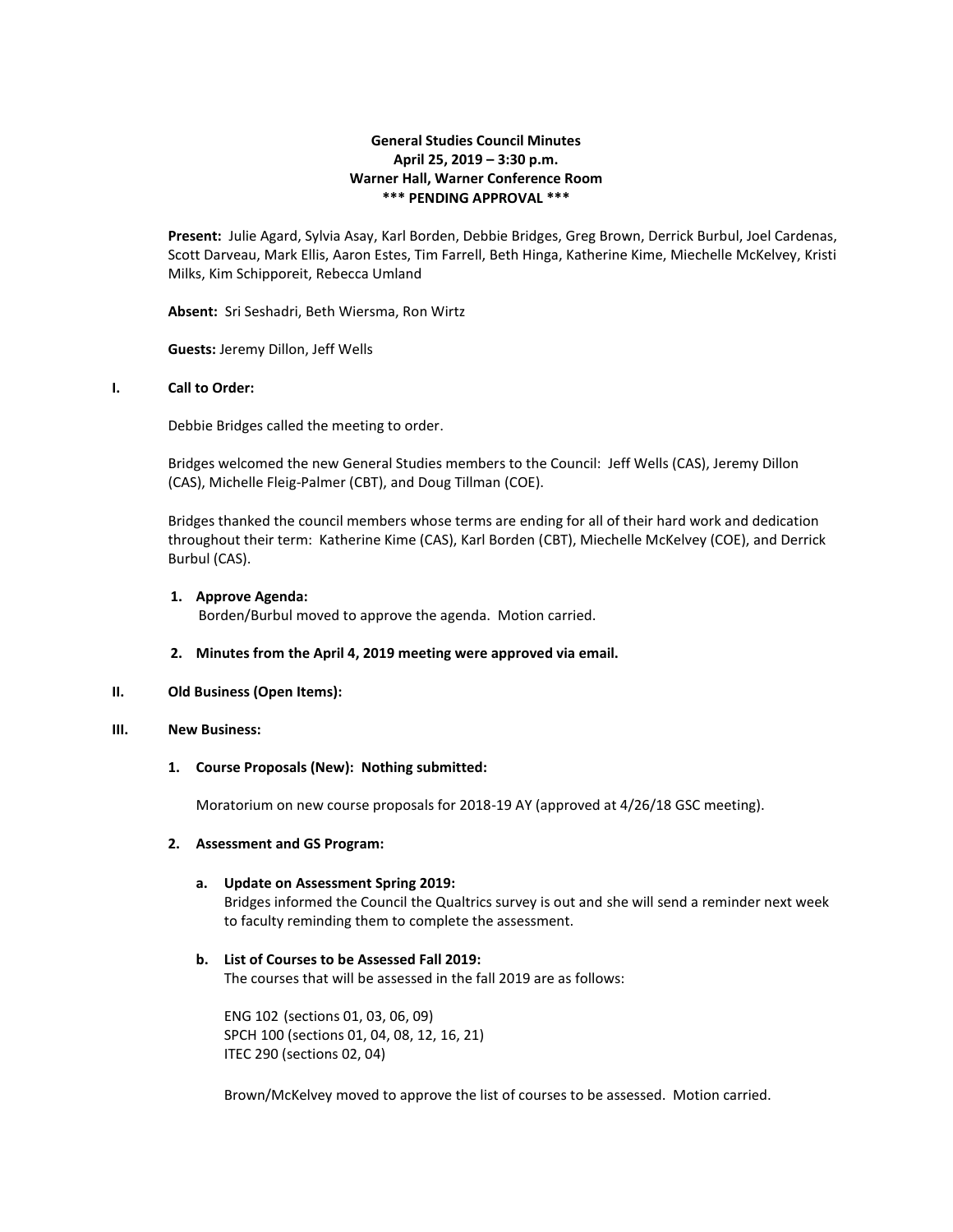**General Studies Council Minutes**
**April 25, 2019 – 3:30 p.m.**
**Warner Hall, Warner Conference Room**
**\*\*\* PENDING APPROVAL \*\*\***

**Present:** Julie Agard, Sylvia Asay, Karl Borden, Debbie Bridges, Greg Brown, Derrick Burbul, Joel Cardenas, Scott Darveau, Mark Ellis, Aaron Estes, Tim Farrell, Beth Hinga, Katherine Kime, Miechelle McKelvey, Kristi Milks, Kim Schipporeit, Rebecca Umland

**Absent:** Sri Seshadri, Beth Wiersma, Ron Wirtz

**Guests:** Jeremy Dillon, Jeff Wells

## I. Call to Order:

Debbie Bridges called the meeting to order.

Bridges welcomed the new General Studies members to the Council: Jeff Wells (CAS), Jeremy Dillon (CAS), Michelle Fleig-Palmer (CBT), and Doug Tillman (COE).

Bridges thanked the council members whose terms are ending for all of their hard work and dedication throughout their term: Katherine Kime (CAS), Karl Borden (CBT), Miechelle McKelvey (COE), and Derrick Burbul (CAS).

1. **Approve Agenda:**
   Borden/Burbul moved to approve the agenda. Motion carried.

2. **Minutes from the April 4, 2019 meeting were approved via email.**

## II. Old Business (Open Items):

## III. New Business:

1. **Course Proposals (New): Nothing submitted:**

   Moratorium on new course proposals for 2018-19 AY (approved at 4/26/18 GSC meeting).

2. **Assessment and GS Program:**

   a. **Update on Assessment Spring 2019:**
   Bridges informed the Council the Qualtrics survey is out and she will send a reminder next week to faculty reminding them to complete the assessment.

   b. **List of Courses to be Assessed Fall 2019:**
   The courses that will be assessed in the fall 2019 are as follows:

   ENG 102 (sections 01, 03, 06, 09)
   SPCH 100 (sections 01, 04, 08, 12, 16, 21)
   ITEC 290 (sections 02, 04)

   Brown/McKelvey moved to approve the list of courses to be assessed. Motion carried.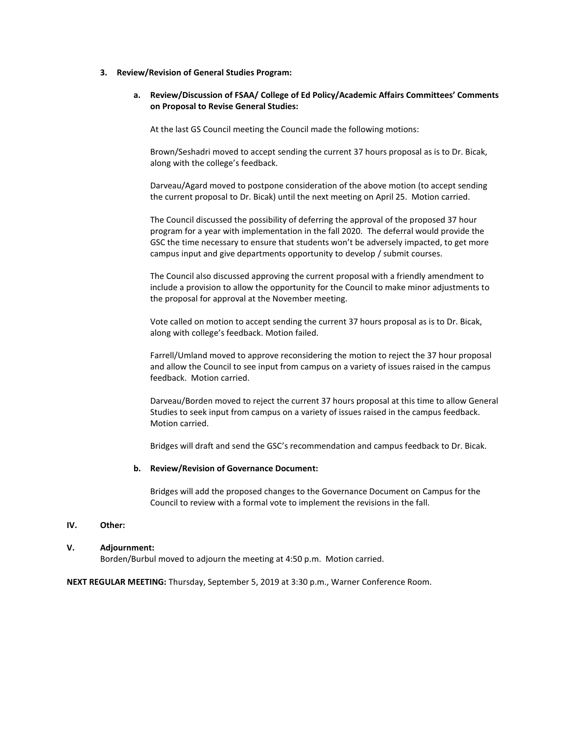3. **Review/Revision of General Studies Program:**

   a. **Review/Discussion of FSAA/ College of Ed Policy/Academic Affairs Committees' Comments on Proposal to Revise General Studies:**

      At the last GS Council meeting the Council made the following motions:

      Brown/Seshadri moved to accept sending the current 37 hours proposal as is to Dr. Bicak, along with the college's feedback.

      Darveau/Agard moved to postpone consideration of the above motion (to accept sending the current proposal to Dr. Bicak) until the next meeting on April 25. Motion carried.

      The Council discussed the possibility of deferring the approval of the proposed 37 hour program for a year with implementation in the fall 2020. The deferral would provide the GSC the time necessary to ensure that students won't be adversely impacted, to get more campus input and give departments opportunity to develop / submit courses.

      The Council also discussed approving the current proposal with a friendly amendment to include a provision to allow the opportunity for the Council to make minor adjustments to the proposal for approval at the November meeting.

      Vote called on motion to accept sending the current 37 hours proposal as is to Dr. Bicak, along with college's feedback. Motion failed.

      Farrell/Umland moved to approve reconsidering the motion to reject the 37 hour proposal and allow the Council to see input from campus on a variety of issues raised in the campus feedback. Motion carried.

      Darveau/Borden moved to reject the current 37 hours proposal at this time to allow General Studies to seek input from campus on a variety of issues raised in the campus feedback. Motion carried.

      Bridges will draft and send the GSC's recommendation and campus feedback to Dr. Bicak.

   b. **Review/Revision of Governance Document:**

      Bridges will add the proposed changes to the Governance Document on Campus for the Council to review with a formal vote to implement the revisions in the fall.

## IV. Other:

## V. Adjournment:

Borden/Burbul moved to adjourn the meeting at 4:50 p.m. Motion carried.

**NEXT REGULAR MEETING:** Thursday, September 5, 2019 at 3:30 p.m., Warner Conference Room.